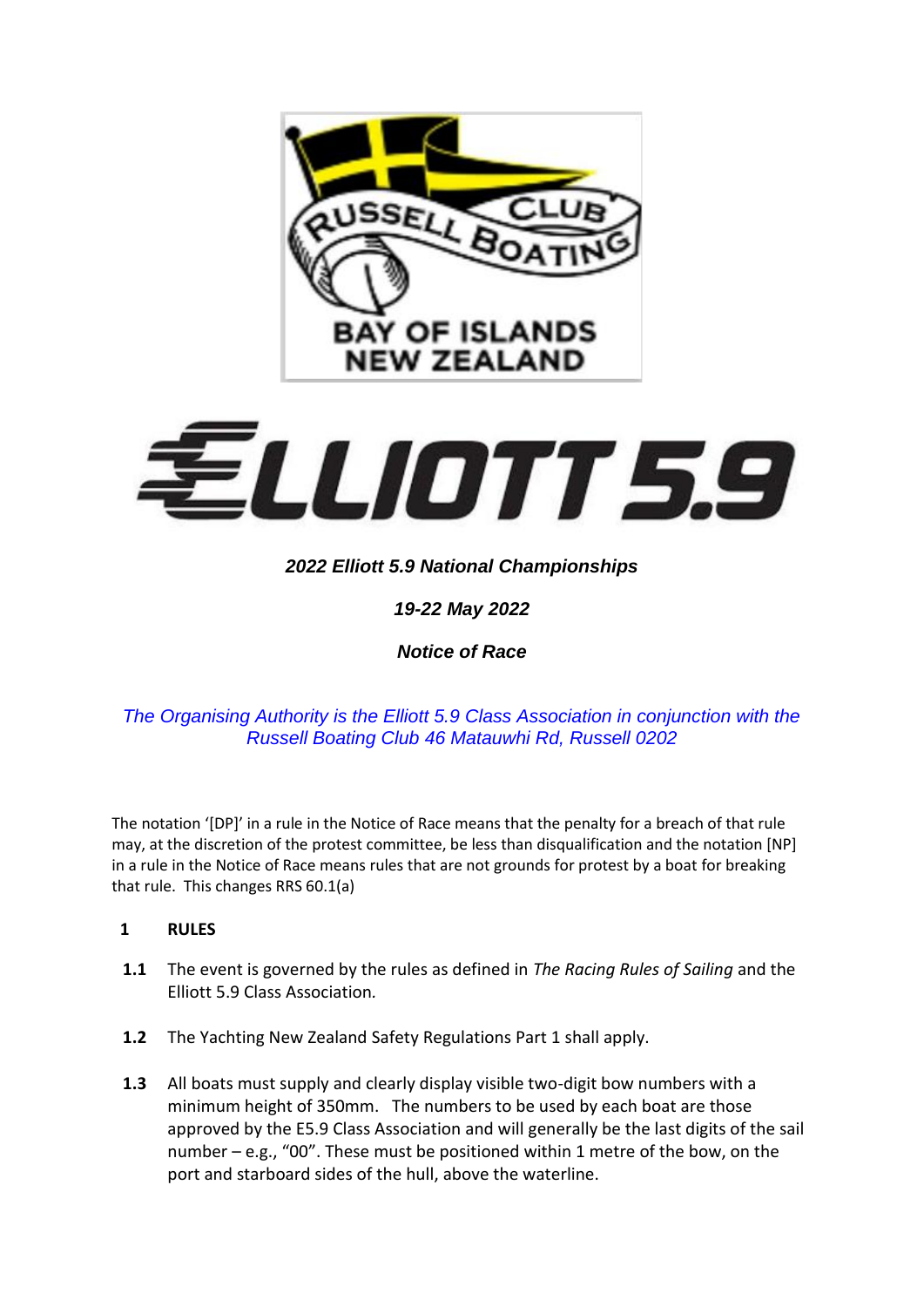*2022 Elliott 5.9 National Championships*

*19-22 May 2022*

***Notice of Race***

*The Organising Authority is the Elliott 5.9 Class Association in conjunction with the Russell Boating Club 46 Matauwhi Rd, Russell 0202*

The notation '[DP]' in a rule in the Notice of Race means that the penalty for a breach of that rule may, at the discretion of the protest committee, be less than disqualification and the notation [NP] in a rule in the Notice of Race means rules that are not grounds for protest by a boat for breaking that rule. This changes RRS 60.1(a)

## 1 RULES

**1.1** The event is governed by the rules as defined in *The Racing Rules of Sailing* and the Elliott 5.9 Class Association.

**1.2** The Yachting New Zealand Safety Regulations Part 1 shall apply.

**1.3** All boats must supply and clearly display visible two-digit bow numbers with a minimum height of 350mm. The numbers to be used by each boat are those approved by the E5.9 Class Association and will generally be the last digits of the sail number – e.g., "00". These must be positioned within 1 metre of the bow, on the port and starboard sides of the hull, above the waterline.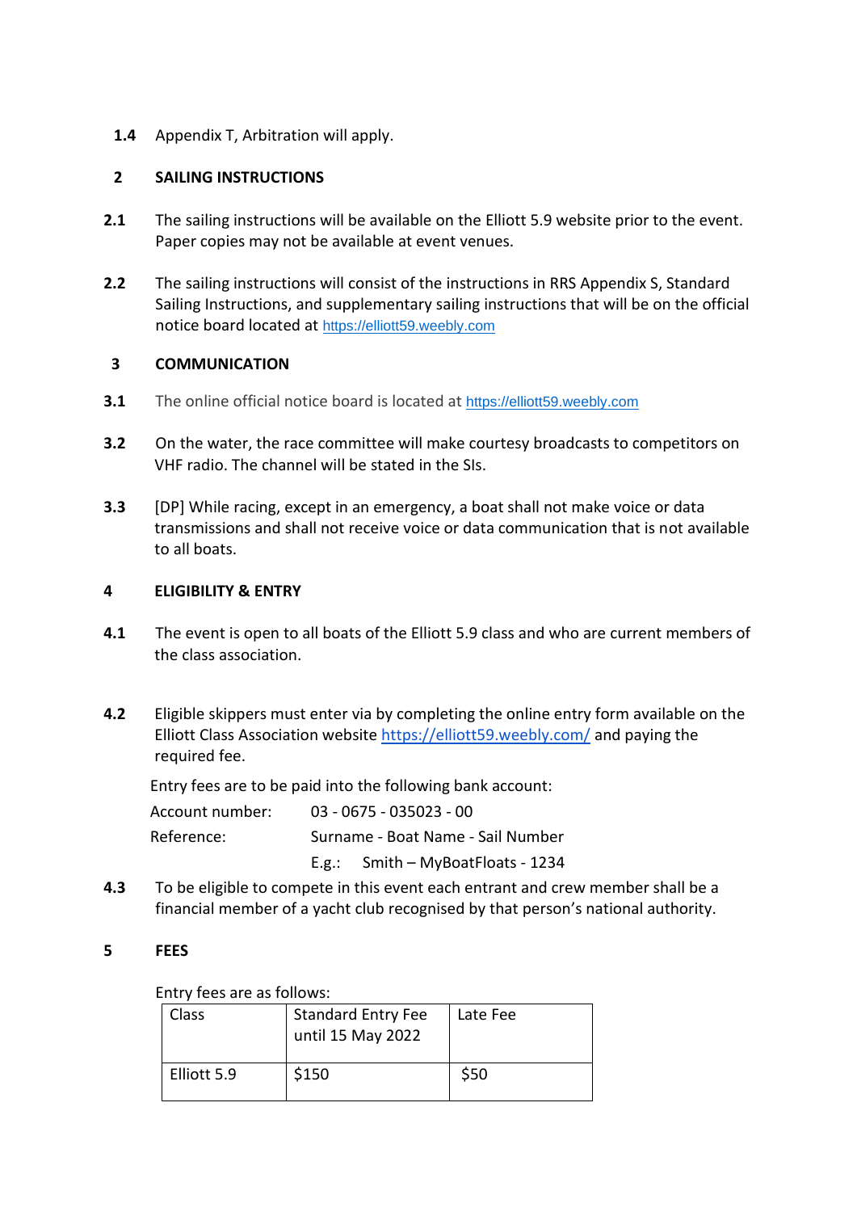**1.4** Appendix T, Arbitration will apply.

## 2 SAILING INSTRUCTIONS

**2.1** The sailing instructions will be available on the Elliott 5.9 website prior to the event. Paper copies may not be available at event venues.

**2.2** The sailing instructions will consist of the instructions in RRS Appendix S, Standard Sailing Instructions, and supplementary sailing instructions that will be on the official notice board located at https://elliott59.weebly.com

## 3 COMMUNICATION

**3.1** The online official notice board is located at https://elliott59.weebly.com

**3.2** On the water, the race committee will make courtesy broadcasts to competitors on VHF radio. The channel will be stated in the SIs.

**3.3** [DP] While racing, except in an emergency, a boat shall not make voice or data transmissions and shall not receive voice or data communication that is not available to all boats.

## 4 ELIGIBILITY & ENTRY

**4.1** The event is open to all boats of the Elliott 5.9 class and who are current members of the class association.

**4.2** Eligible skippers must enter via by completing the online entry form available on the Elliott Class Association website https://elliott59.weebly.com/ and paying the required fee.

Entry fees are to be paid into the following bank account:

Account number: 03 - 0675 - 035023 - 00

Reference: Surname - Boat Name - Sail Number

E.g.: Smith – MyBoatFloats - 1234

**4.3** To be eligible to compete in this event each entrant and crew member shall be a financial member of a yacht club recognised by that person's national authority.

## 5 FEES

Entry fees are as follows:

| Class | Standard Entry Fee until 15 May 2022 | Late Fee |
|---|---|---|
| Elliott 5.9 | $150 | $50 |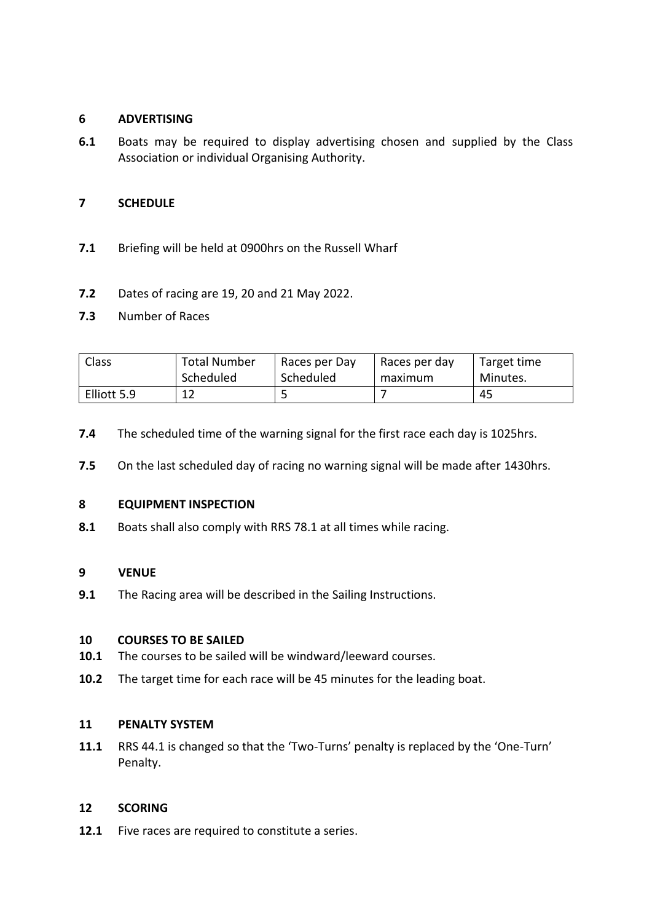## 6 ADVERTISING

**6.1** Boats may be required to display advertising chosen and supplied by the Class Association or individual Organising Authority.

## 7 SCHEDULE

**7.1** Briefing will be held at 0900hrs on the Russell Wharf

**7.2** Dates of racing are 19, 20 and 21 May 2022.

**7.3** Number of Races

| Class | Total Number Scheduled | Races per Day Scheduled | Races per day maximum | Target time Minutes. |
|---|---|---|---|---|
| Elliott 5.9 | 12 | 5 | 7 | 45 |

**7.4** The scheduled time of the warning signal for the first race each day is 1025hrs.

**7.5** On the last scheduled day of racing no warning signal will be made after 1430hrs.

## 8 EQUIPMENT INSPECTION

**8.1** Boats shall also comply with RRS 78.1 at all times while racing.

## 9 VENUE

**9.1** The Racing area will be described in the Sailing Instructions.

## 10 COURSES TO BE SAILED

**10.1** The courses to be sailed will be windward/leeward courses.

**10.2** The target time for each race will be 45 minutes for the leading boat.

## 11 PENALTY SYSTEM

**11.1** RRS 44.1 is changed so that the 'Two-Turns' penalty is replaced by the 'One-Turn' Penalty.

## 12 SCORING

**12.1** Five races are required to constitute a series.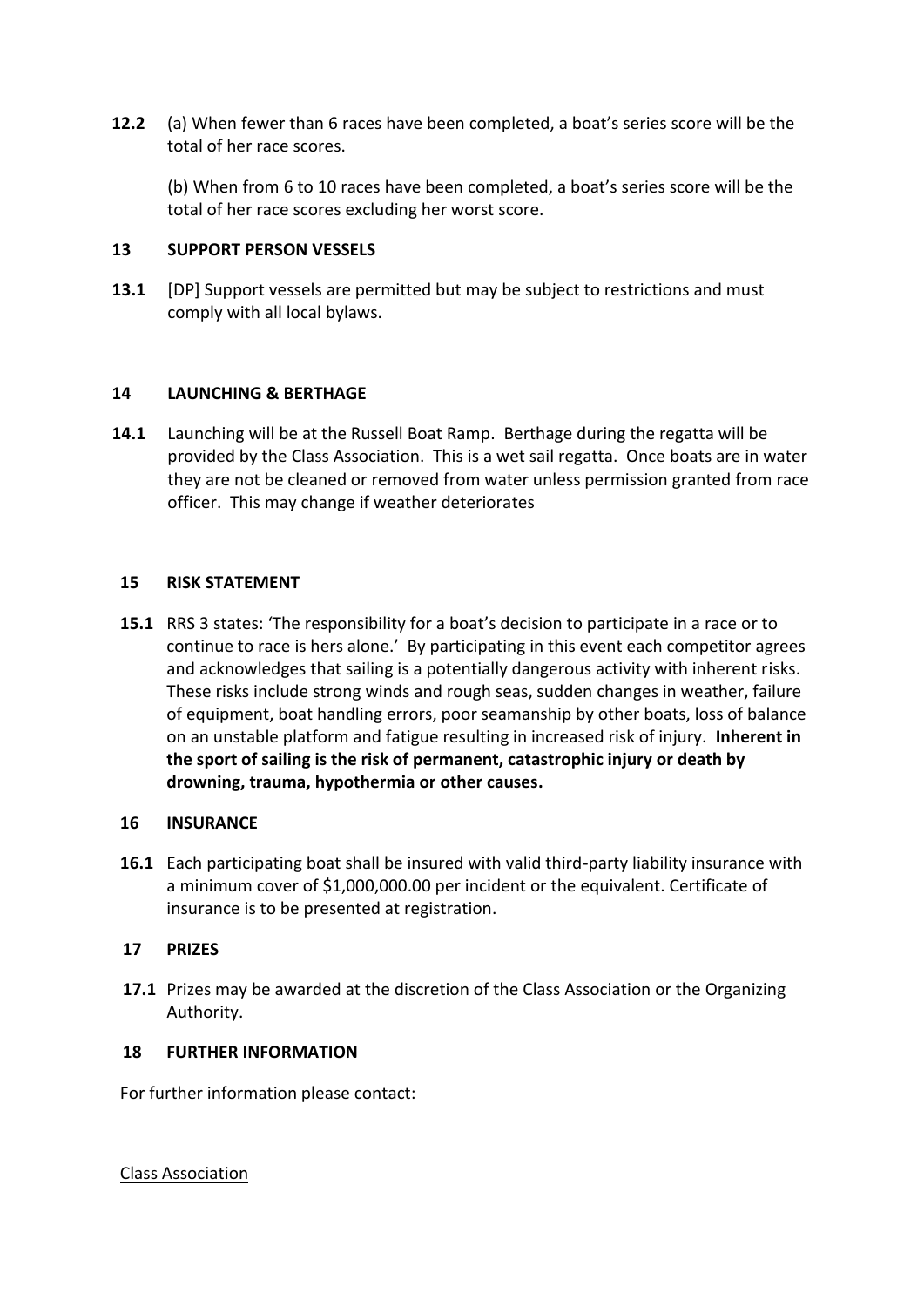**12.2** (a) When fewer than 6 races have been completed, a boat's series score will be the total of her race scores.

(b) When from 6 to 10 races have been completed, a boat's series score will be the total of her race scores excluding her worst score.

## 13 SUPPORT PERSON VESSELS

**13.1** [DP] Support vessels are permitted but may be subject to restrictions and must comply with all local bylaws.

## 14 LAUNCHING & BERTHAGE

**14.1** Launching will be at the Russell Boat Ramp. Berthage during the regatta will be provided by the Class Association. This is a wet sail regatta. Once boats are in water they are not be cleaned or removed from water unless permission granted from race officer. This may change if weather deteriorates

## 15 RISK STATEMENT

**15.1** RRS 3 states: 'The responsibility for a boat's decision to participate in a race or to continue to race is hers alone.' By participating in this event each competitor agrees and acknowledges that sailing is a potentially dangerous activity with inherent risks. These risks include strong winds and rough seas, sudden changes in weather, failure of equipment, boat handling errors, poor seamanship by other boats, loss of balance on an unstable platform and fatigue resulting in increased risk of injury. **Inherent in the sport of sailing is the risk of permanent, catastrophic injury or death by drowning, trauma, hypothermia or other causes.**

## 16 INSURANCE

**16.1** Each participating boat shall be insured with valid third-party liability insurance with a minimum cover of $1,000,000.00 per incident or the equivalent. Certificate of insurance is to be presented at registration.

## 17 PRIZES

**17.1** Prizes may be awarded at the discretion of the Class Association or the Organizing Authority.

## 18 FURTHER INFORMATION

For further information please contact:

Class Association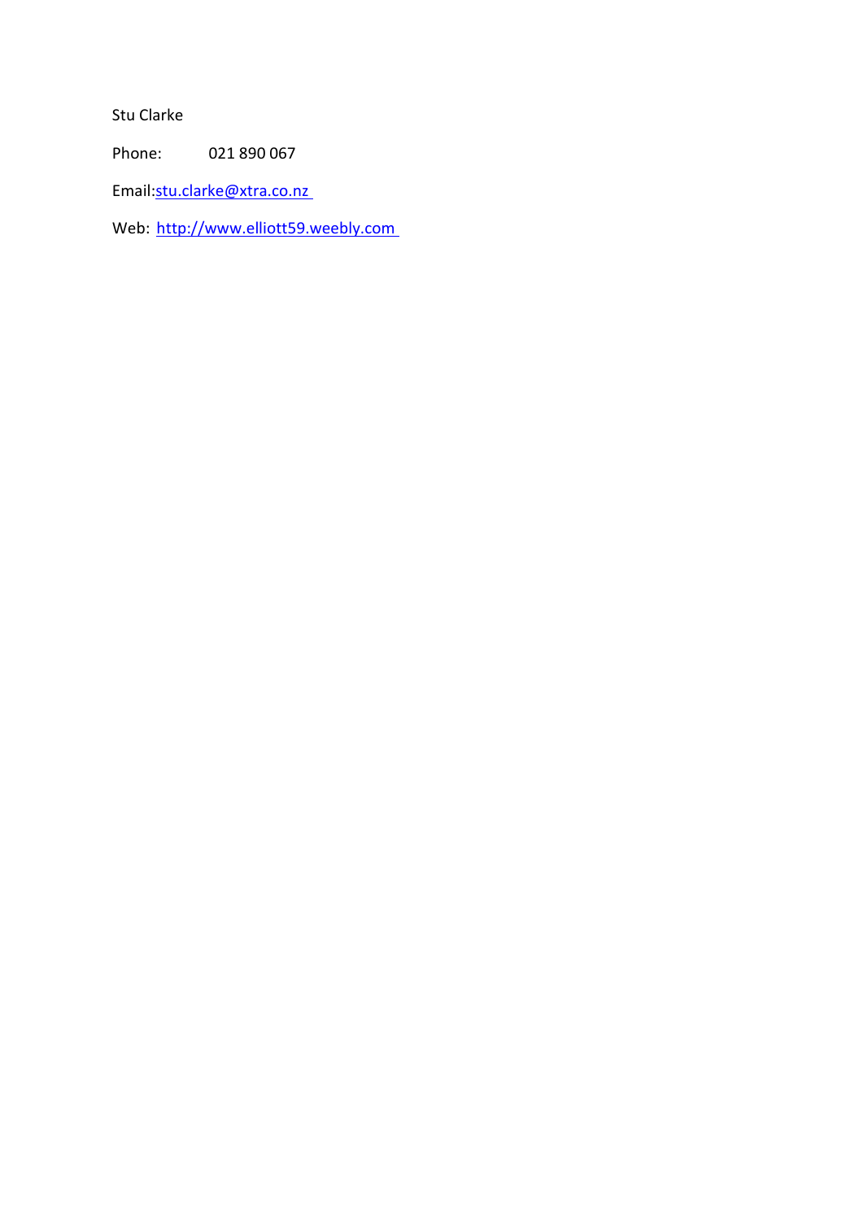Stu Clarke

Phone: 021 890 067

Email:stu.clarke@xtra.co.nz

Web: http://www.elliott59.weebly.com